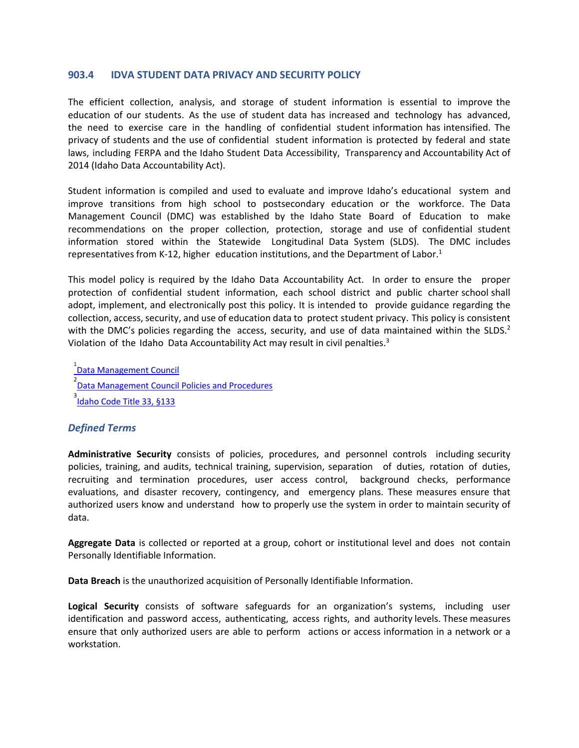## 903.4 IDVA STUDENT DATA PRIVACY AND SECURITY POLICY

The efficient collection, analysis, and storage of student information is essential to improve the education of our students. As the use of student data has increased and technology has advanced, the need to exercise care in the handling of confidential student information has intensified. The privacy of students and the use of confidential student information is protected by federal and state laws, including FERPA and the Idaho Student Data Accessibility, Transparency and Accountability Act of 2014 (Idaho Data Accountability Act).

Student information is compiled and used to evaluate and improve Idaho's educational system and improve transitions from high school to postsecondary education or the workforce. The Data Management Council (DMC) was established by the Idaho State Board of Education to make recommendations on the proper collection, protection, storage and use of confidential student information stored within the Statewide Longitudinal Data System (SLDS). The DMC includes representatives from K-12, higher education institutions, and the Department of Labor.[1]

This model policy is required by the Idaho Data Accountability Act. In order to ensure the proper protection of confidential student information, each school district and public charter school shall adopt, implement, and electronically post this policy. It is intended to provide guidance regarding the collection, access, security, and use of education data to protect student privacy. This policy is consistent with the DMC's policies regarding the access, security, and use of data maintained within the SLDS.[2] Violation of the Idaho Data Accountability Act may result in civil penalties.[3]

[1] Data Management Council

[2] Data Management Council Policies and Procedures

[3] Idaho Code Title 33, §133

### *Defined Terms*

**Administrative Security** consists of policies, procedures, and personnel controls including security policies, training, and audits, technical training, supervision, separation of duties, rotation of duties, recruiting and termination procedures, user access control, background checks, performance evaluations, and disaster recovery, contingency, and emergency plans. These measures ensure that authorized users know and understand how to properly use the system in order to maintain security of data.

**Aggregate Data** is collected or reported at a group, cohort or institutional level and does not contain Personally Identifiable Information.

**Data Breach** is the unauthorized acquisition of Personally Identifiable Information.

**Logical Security** consists of software safeguards for an organization's systems, including user identification and password access, authenticating, access rights, and authority levels. These measures ensure that only authorized users are able to perform actions or access information in a network or a workstation.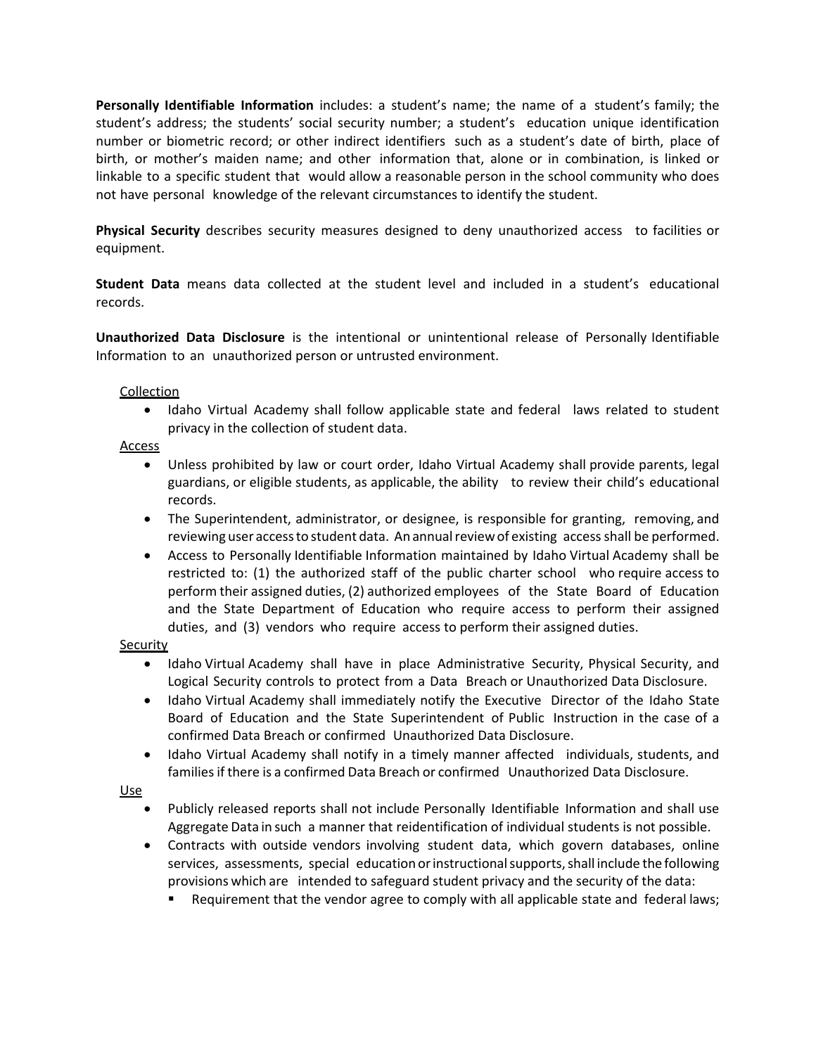**Personally Identifiable Information** includes: a student's name; the name of a student's family; the student's address; the students' social security number; a student's education unique identification number or biometric record; or other indirect identifiers such as a student's date of birth, place of birth, or mother's maiden name; and other information that, alone or in combination, is linked or linkable to a specific student that would allow a reasonable person in the school community who does not have personal knowledge of the relevant circumstances to identify the student.

**Physical Security** describes security measures designed to deny unauthorized access to facilities or equipment.

**Student Data** means data collected at the student level and included in a student's educational records.

**Unauthorized Data Disclosure** is the intentional or unintentional release of Personally Identifiable Information to an unauthorized person or untrusted environment.

<u>Collection</u>

- Idaho Virtual Academy shall follow applicable state and federal laws related to student privacy in the collection of student data.

<u>Access</u>

- Unless prohibited by law or court order, Idaho Virtual Academy shall provide parents, legal guardians, or eligible students, as applicable, the ability to review their child's educational records.
- The Superintendent, administrator, or designee, is responsible for granting, removing, and reviewing user access to student data. An annual review of existing access shall be performed.
- Access to Personally Identifiable Information maintained by Idaho Virtual Academy shall be restricted to: (1) the authorized staff of the public charter school who require access to perform their assigned duties, (2) authorized employees of the State Board of Education and the State Department of Education who require access to perform their assigned duties, and (3) vendors who require access to perform their assigned duties.

<u>Security</u>

- Idaho Virtual Academy shall have in place Administrative Security, Physical Security, and Logical Security controls to protect from a Data Breach or Unauthorized Data Disclosure.
- Idaho Virtual Academy shall immediately notify the Executive Director of the Idaho State Board of Education and the State Superintendent of Public Instruction in the case of a confirmed Data Breach or confirmed Unauthorized Data Disclosure.
- Idaho Virtual Academy shall notify in a timely manner affected individuals, students, and families if there is a confirmed Data Breach or confirmed Unauthorized Data Disclosure.

<u>Use</u>

- Publicly released reports shall not include Personally Identifiable Information and shall use Aggregate Data in such a manner that reidentification of individual students is not possible.
- Contracts with outside vendors involving student data, which govern databases, online services, assessments, special education or instructional supports, shall include the following provisions which are intended to safeguard student privacy and the security of the data:
  - Requirement that the vendor agree to comply with all applicable state and federal laws;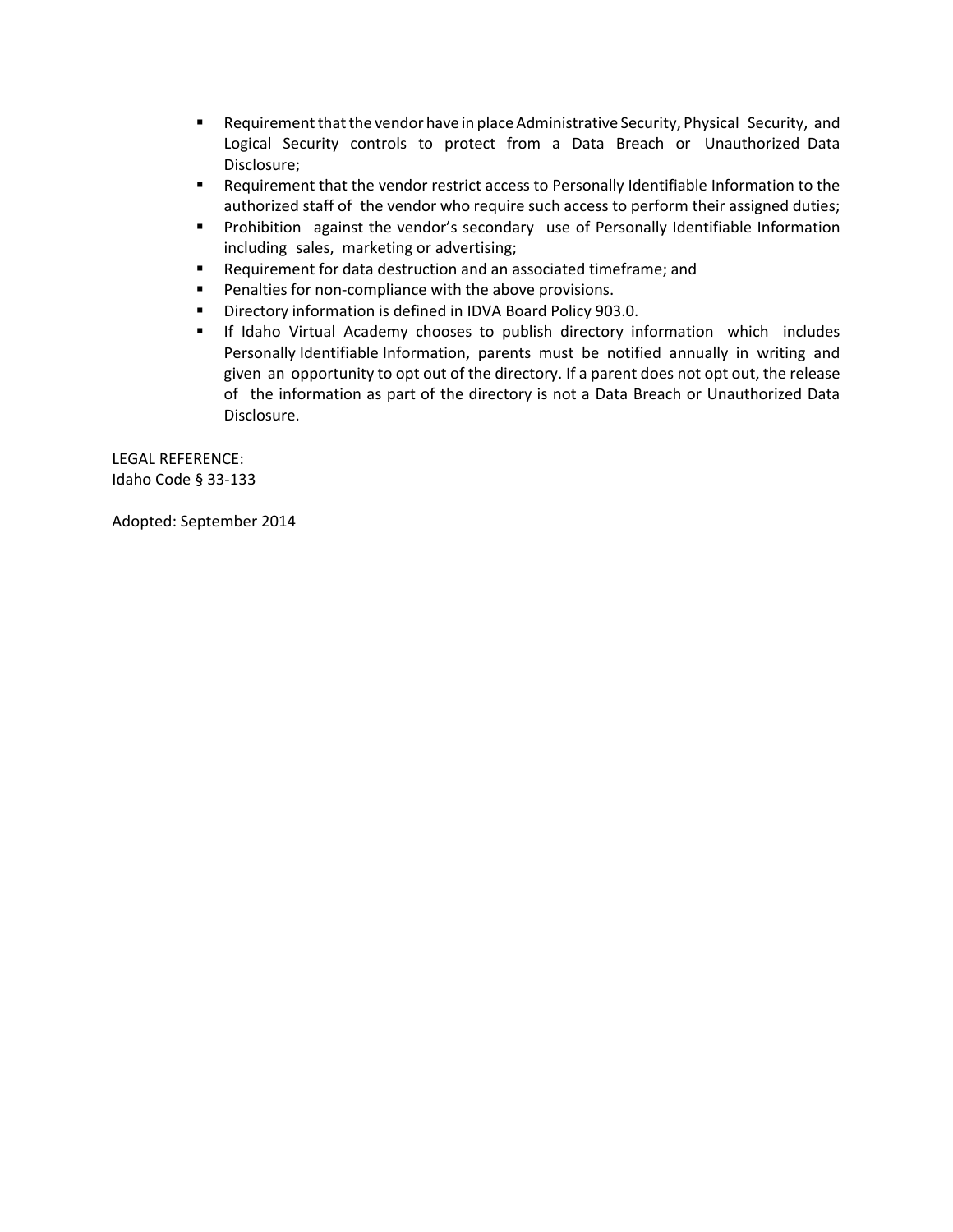- Requirement that the vendor have in place Administrative Security, Physical Security, and Logical Security controls to protect from a Data Breach or Unauthorized Data Disclosure;
- Requirement that the vendor restrict access to Personally Identifiable Information to the authorized staff of the vendor who require such access to perform their assigned duties;
- Prohibition against the vendor's secondary use of Personally Identifiable Information including sales, marketing or advertising;
- Requirement for data destruction and an associated timeframe; and
- Penalties for non-compliance with the above provisions.
- Directory information is defined in IDVA Board Policy 903.0.
- If Idaho Virtual Academy chooses to publish directory information which includes Personally Identifiable Information, parents must be notified annually in writing and given an opportunity to opt out of the directory. If a parent does not opt out, the release of the information as part of the directory is not a Data Breach or Unauthorized Data Disclosure.

LEGAL REFERENCE:
Idaho Code § 33-133

Adopted: September 2014